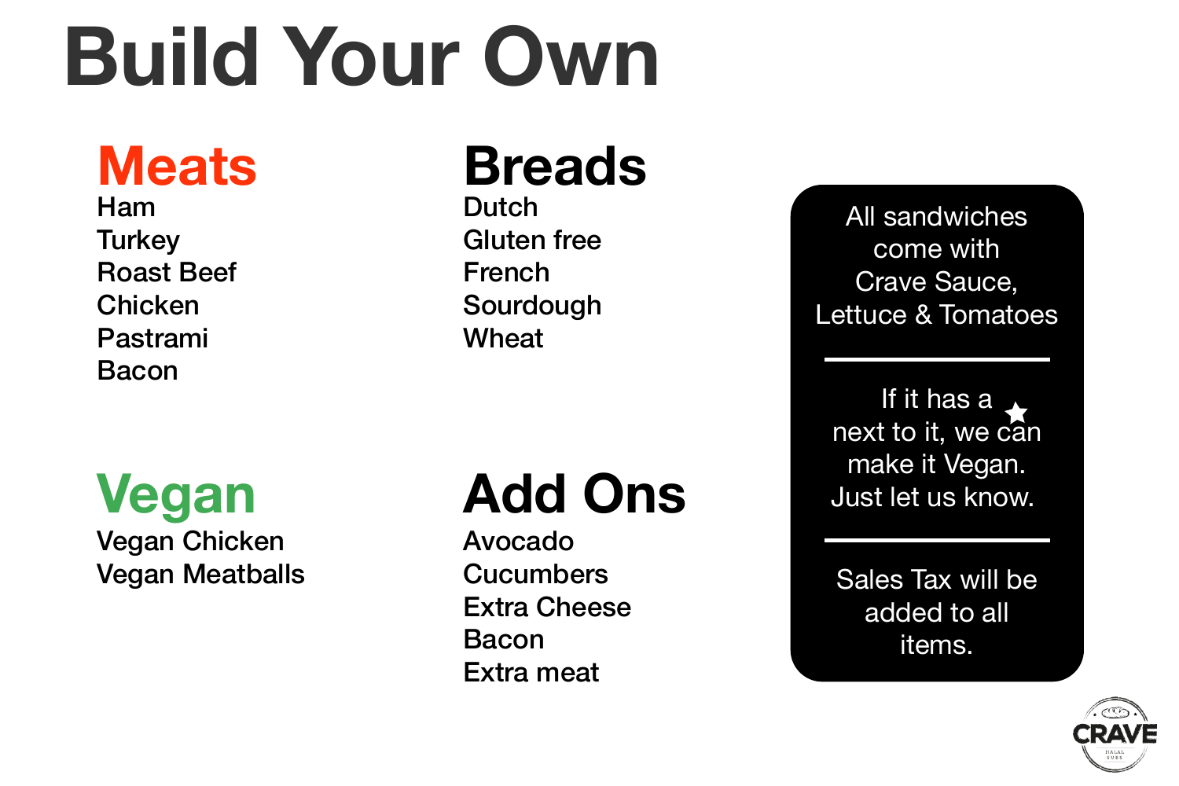# Build Your Own

## Meats

- Ham
- Turkey
- Roast Beef
- Chicken
- Pastrami
- Bacon

## Breads

- Dutch
- Gluten free
- French
- Sourdough
- Wheat

## Vegan

- Vegan Chicken
- Vegan Meatballs

## Add Ons

- Avocado
- Cucumbers
- Extra Cheese
- Bacon
- Extra meat

All sandwiches come with Crave Sauce, Lettuce & Tomatoes

---

If it has a ★ next to it, we can make it Vegan. Just let us know.

---

Sales Tax will be added to all items.

CRAVE
HALAL SUBS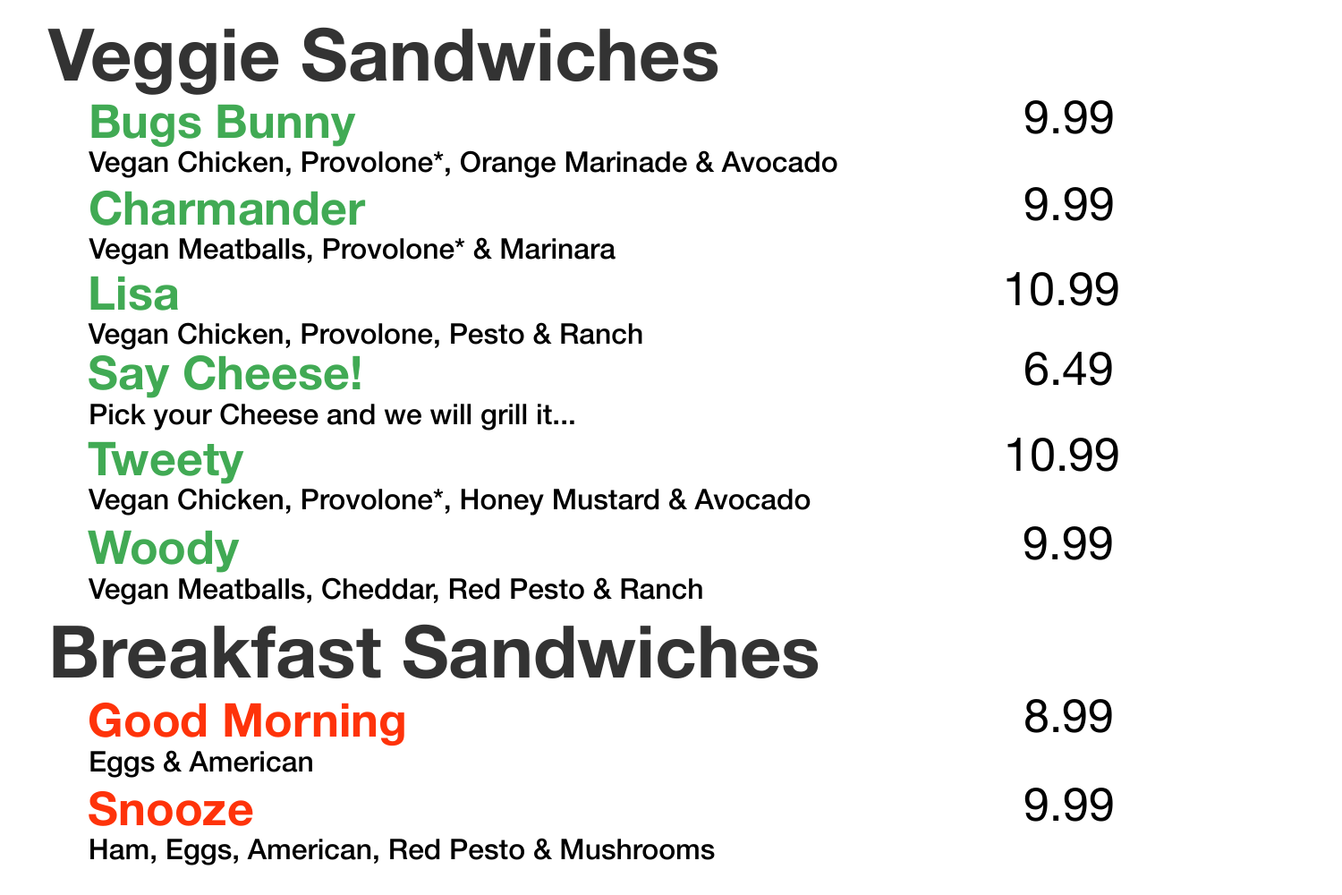# Veggie Sandwiches

## Bugs Bunny — 9.99

Vegan Chicken, Provolone*, Orange Marinade & Avocado

## Charmander — 9.99

Vegan Meatballs, Provolone* & Marinara

## Lisa — 10.99

Vegan Chicken, Provolone, Pesto & Ranch

## Say Cheese! — 6.49

Pick your Cheese and we will grill it...

## Tweety — 10.99

Vegan Chicken, Provolone*, Honey Mustard & Avocado

## Woody — 9.99

Vegan Meatballs, Cheddar, Red Pesto & Ranch

# Breakfast Sandwiches

## Good Morning — 8.99

Eggs & American

## Snooze — 9.99

Ham, Eggs, American, Red Pesto & Mushrooms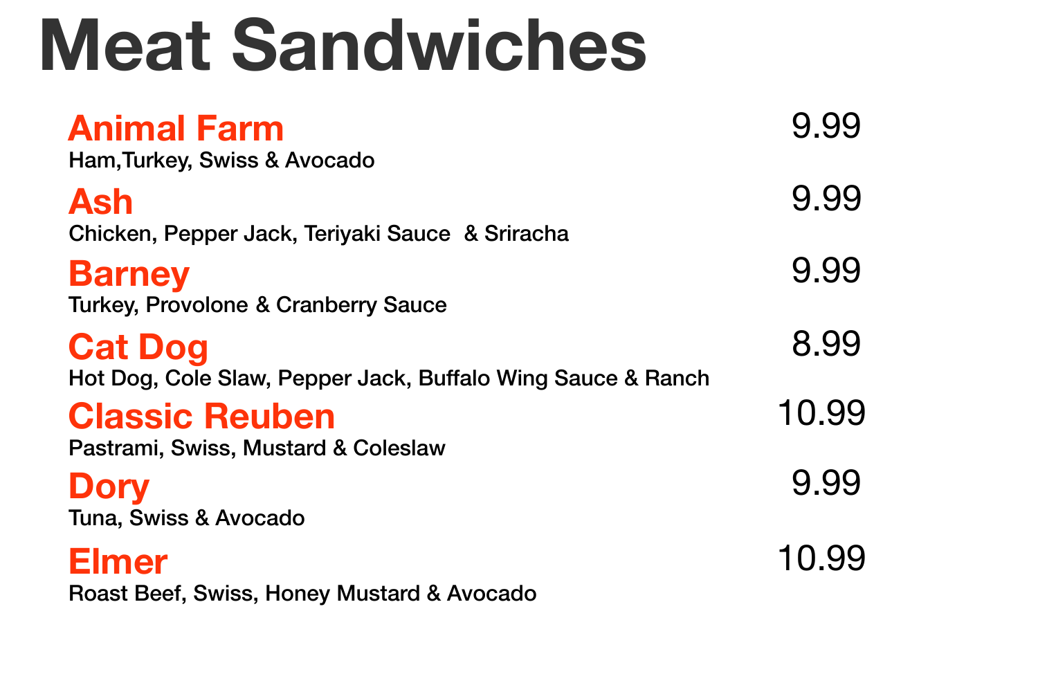# Meat Sandwiches

**Animal Farm** 9.99
Ham,Turkey, Swiss & Avocado

**Ash** 9.99
Chicken, Pepper Jack, Teriyaki Sauce & Sriracha

**Barney** 9.99
Turkey, Provolone & Cranberry Sauce

**Cat Dog** 8.99
Hot Dog, Cole Slaw, Pepper Jack, Buffalo Wing Sauce & Ranch

**Classic Reuben** 10.99
Pastrami, Swiss, Mustard & Coleslaw

**Dory** 9.99
Tuna, Swiss & Avocado

**Elmer** 10.99
Roast Beef, Swiss, Honey Mustard & Avocado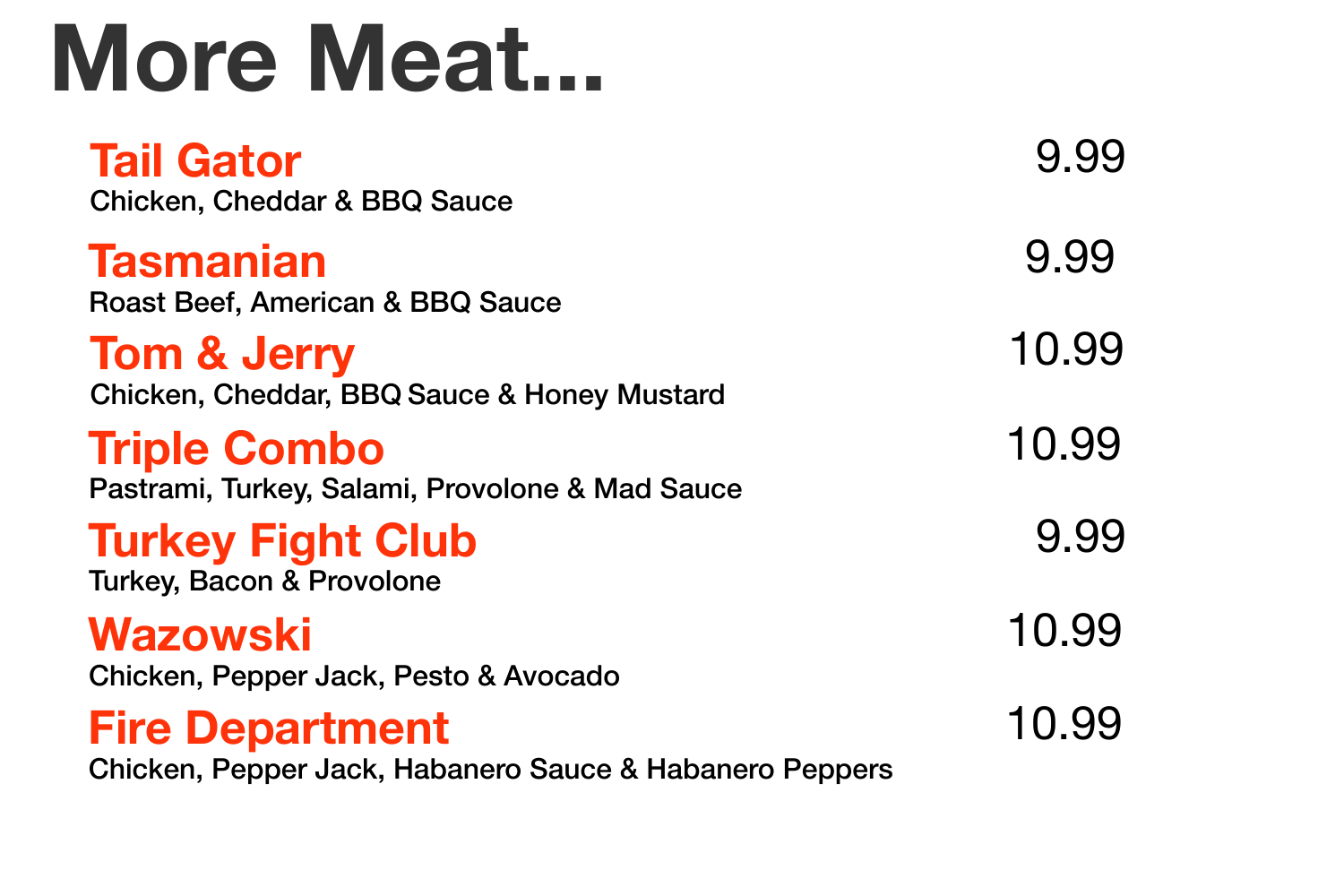# More Meat...

## Tail Gator
9.99

Chicken, Cheddar & BBQ Sauce

## Tasmanian
9.99

Roast Beef, American & BBQ Sauce

## Tom & Jerry
10.99

Chicken, Cheddar, BBQ Sauce & Honey Mustard

## Triple Combo
10.99

Pastrami, Turkey, Salami, Provolone & Mad Sauce

## Turkey Fight Club
9.99

Turkey, Bacon & Provolone

## Wazowski
10.99

Chicken, Pepper Jack, Pesto & Avocado

## Fire Department
10.99

Chicken, Pepper Jack, Habanero Sauce & Habanero Peppers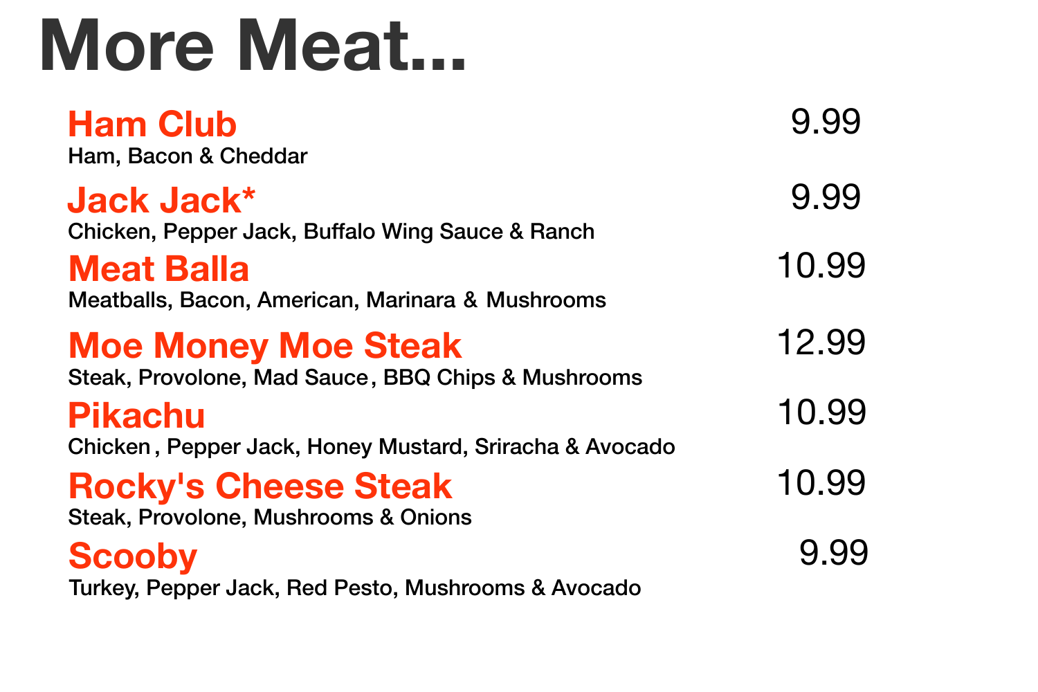# More Meat...

**Ham Club** 9.99
Ham, Bacon & Cheddar

**Jack Jack*** 9.99
Chicken, Pepper Jack, Buffalo Wing Sauce & Ranch

**Meat Balla** 10.99
Meatballs, Bacon, American, Marinara & Mushrooms

**Moe Money Moe Steak** 12.99
Steak, Provolone, Mad Sauce, BBQ Chips & Mushrooms

**Pikachu** 10.99
Chicken, Pepper Jack, Honey Mustard, Sriracha & Avocado

**Rocky's Cheese Steak** 10.99
Steak, Provolone, Mushrooms & Onions

**Scooby** 9.99
Turkey, Pepper Jack, Red Pesto, Mushrooms & Avocado